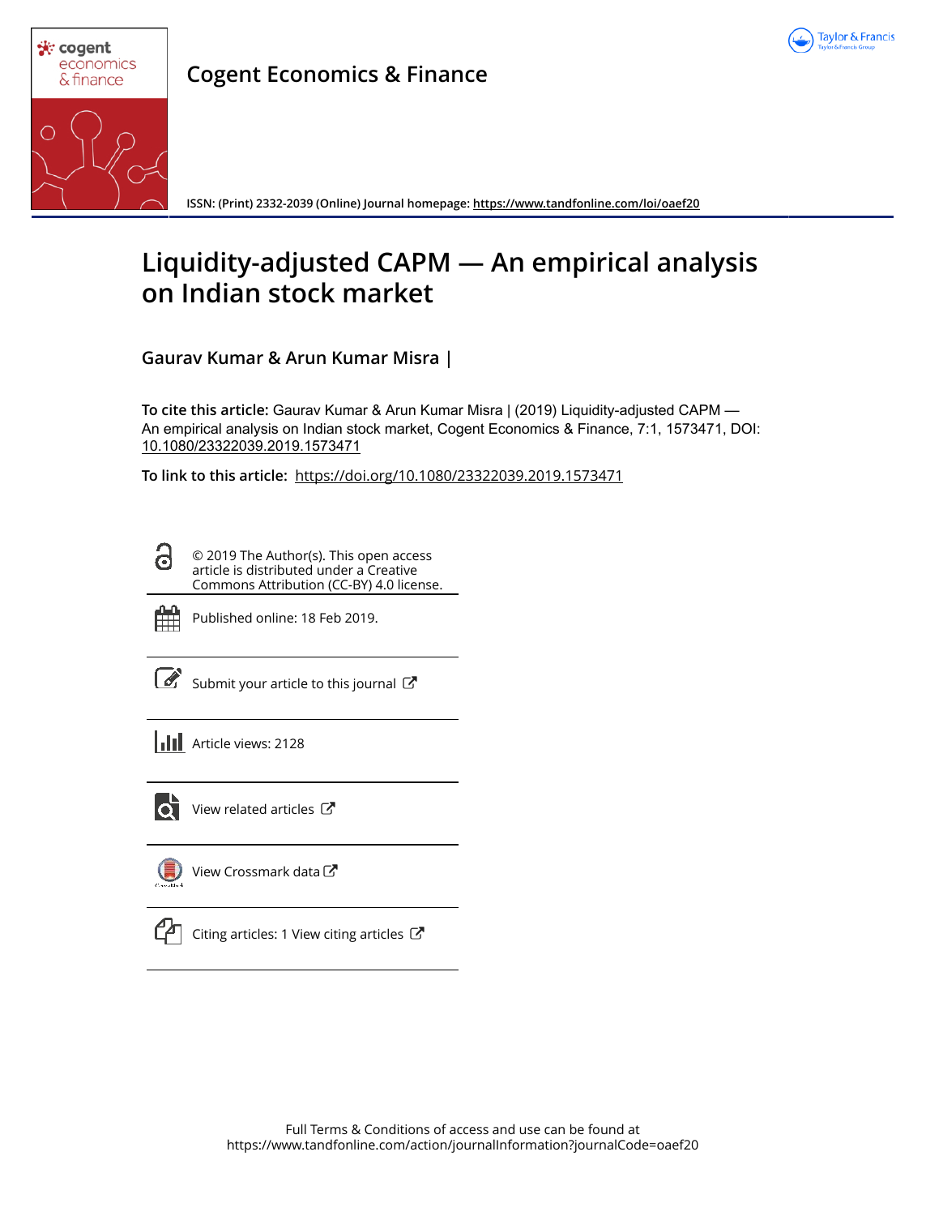Cogent Economics & Finance

ISSN: (Print) 2332-2039 (Online) Journal homepage: https://www.tandfonline.com/loi/oaef20

# Liquidity-adjusted CAPM — An empirical analysis on Indian stock market

**Gaurav Kumar & Arun Kumar Misra |**

**To cite this article:** Gaurav Kumar & Arun Kumar Misra | (2019) Liquidity-adjusted CAPM — An empirical analysis on Indian stock market, Cogent Economics & Finance, 7:1, 1573471, DOI: 10.1080/23322039.2019.1573471

**To link to this article:** https://doi.org/10.1080/23322039.2019.1573471

© 2019 The Author(s). This open access article is distributed under a Creative Commons Attribution (CC-BY) 4.0 license.

Published online: 18 Feb 2019.

Submit your article to this journal

Article views: 2128

View related articles

View Crossmark data

Citing articles: 1 View citing articles

Full Terms & Conditions of access and use can be found at https://www.tandfonline.com/action/journalInformation?journalCode=oaef20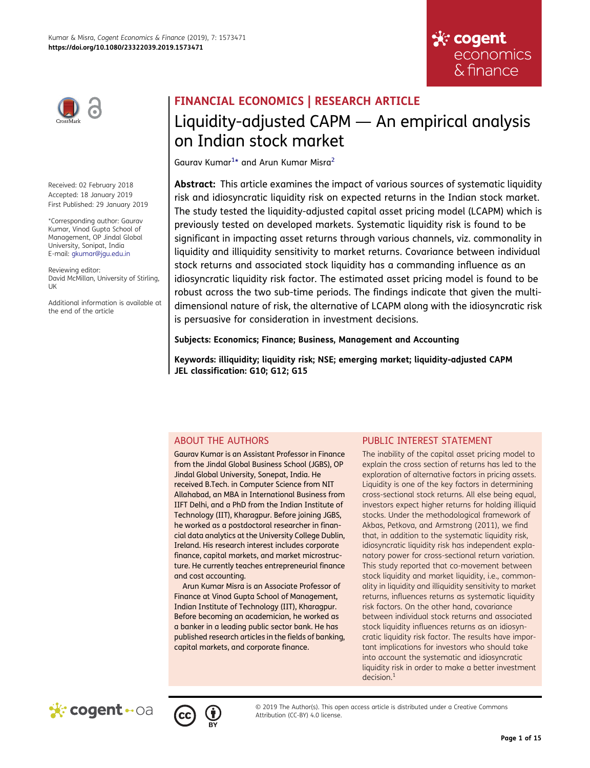FINANCIAL ECONOMICS | RESEARCH ARTICLE

# Liquidity-adjusted CAPM — An empirical analysis on Indian stock market

Gaurav Kumar[1]* and Arun Kumar Misra[2]

Received: 02 February 2018
Accepted: 18 January 2019
First Published: 29 January 2019

*Corresponding author: Gaurav Kumar, Vinod Gupta School of Management, OP Jindal Global University, Sonipat, India
E-mail: gkumar@jgu.edu.in

Reviewing editor:
David McMillan, University of Stirling, UK

Additional information is available at the end of the article

**Abstract:** This article examines the impact of various sources of systematic liquidity risk and idiosyncratic liquidity risk on expected returns in the Indian stock market. The study tested the liquidity-adjusted capital asset pricing model (LCAPM) which is previously tested on developed markets. Systematic liquidity risk is found to be significant in impacting asset returns through various channels, viz. commonality in liquidity and illiquidity sensitivity to market returns. Covariance between individual stock returns and associated stock liquidity has a commanding influence as an idiosyncratic liquidity risk factor. The estimated asset pricing model is found to be robust across the two sub-time periods. The findings indicate that given the multi-dimensional nature of risk, the alternative of LCAPM along with the idiosyncratic risk is persuasive for consideration in investment decisions.

**Subjects: Economics; Finance; Business, Management and Accounting**

**Keywords: illiquidity; liquidity risk; NSE; emerging market; liquidity-adjusted CAPM**
**JEL classification: G10; G12; G15**

## ABOUT THE AUTHORS

Gaurav Kumar is an Assistant Professor in Finance from the Jindal Global Business School (JGBS), OP Jindal Global University, Sonepat, India. He received B.Tech. in Computer Science from NIT Allahabad, an MBA in International Business from IIFT Delhi, and a PhD from the Indian Institute of Technology (IIT), Kharagpur. Before joining JGBS, he worked as a postdoctoral researcher in financial data analytics at the University College Dublin, Ireland. His research interest includes corporate finance, capital markets, and market microstructure. He currently teaches entrepreneurial finance and cost accounting.

Arun Kumar Misra is an Associate Professor of Finance at Vinod Gupta School of Management, Indian Institute of Technology (IIT), Kharagpur. Before becoming an academician, he worked as a banker in a leading public sector bank. He has published research articles in the fields of banking, capital markets, and corporate finance.

## PUBLIC INTEREST STATEMENT

The inability of the capital asset pricing model to explain the cross section of returns has led to the exploration of alternative factors in pricing assets. Liquidity is one of the key factors in determining cross-sectional stock returns. All else being equal, investors expect higher returns for holding illiquid stocks. Under the methodological framework of Akbas, Petkova, and Armstrong (2011), we find that, in addition to the systematic liquidity risk, idiosyncratic liquidity risk has independent explanatory power for cross-sectional return variation. This study reported that co-movement between stock liquidity and market liquidity, i.e., commonality in liquidity and illiquidity sensitivity to market returns, influences returns as systematic liquidity risk factors. On the other hand, covariance between individual stock returns and associated stock liquidity influences returns as an idiosyncratic liquidity risk factor. The results have important implications for investors who should take into account the systematic and idiosyncratic liquidity risk in order to make a better investment decision.[1]

© 2019 The Author(s). This open access article is distributed under a Creative Commons Attribution (CC-BY) 4.0 license.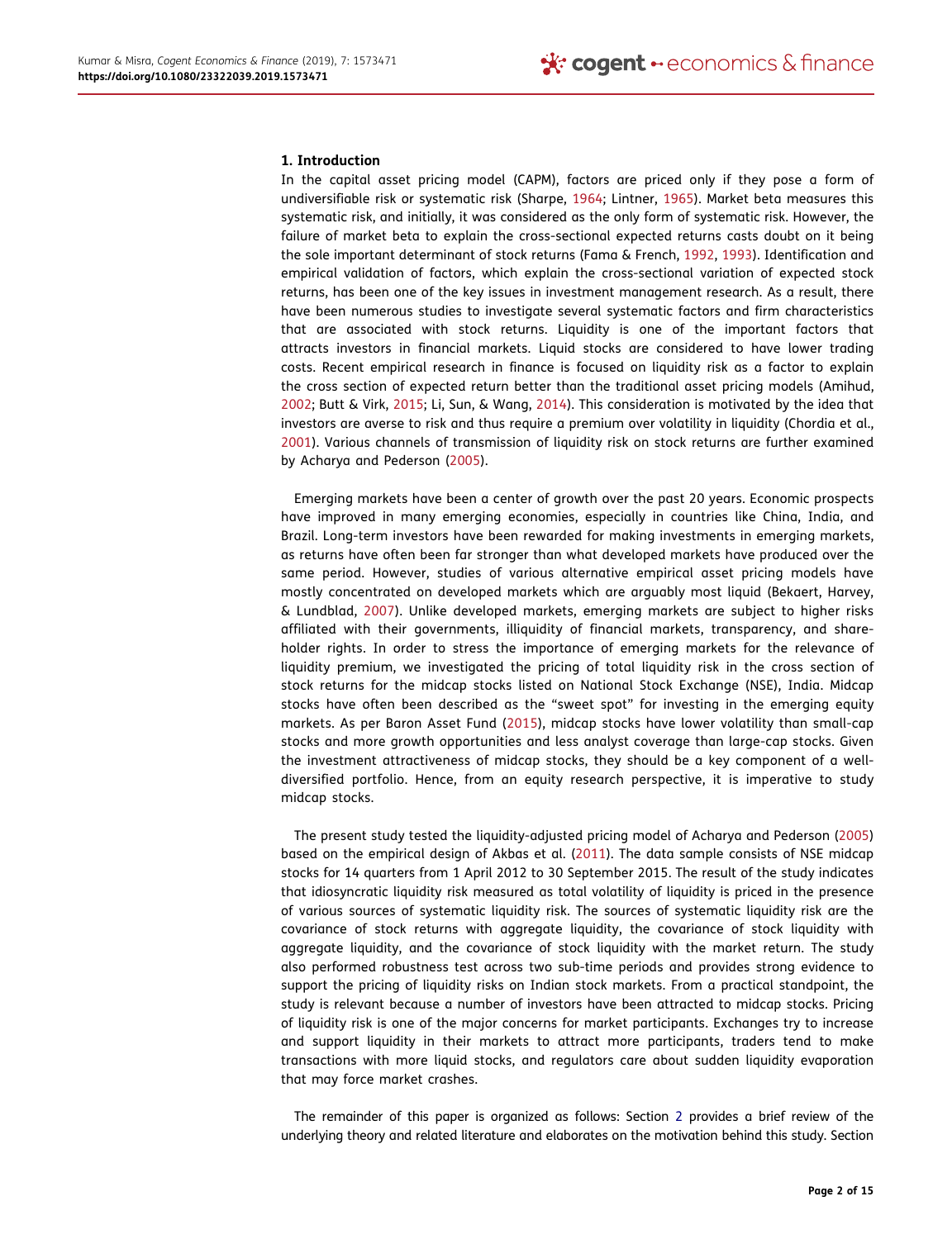## 1. Introduction

In the capital asset pricing model (CAPM), factors are priced only if they pose a form of undiversifiable risk or systematic risk (Sharpe, 1964; Lintner, 1965). Market beta measures this systematic risk, and initially, it was considered as the only form of systematic risk. However, the failure of market beta to explain the cross-sectional expected returns casts doubt on it being the sole important determinant of stock returns (Fama & French, 1992, 1993). Identification and empirical validation of factors, which explain the cross-sectional variation of expected stock returns, has been one of the key issues in investment management research. As a result, there have been numerous studies to investigate several systematic factors and firm characteristics that are associated with stock returns. Liquidity is one of the important factors that attracts investors in financial markets. Liquid stocks are considered to have lower trading costs. Recent empirical research in finance is focused on liquidity risk as a factor to explain the cross section of expected return better than the traditional asset pricing models (Amihud, 2002; Butt & Virk, 2015; Li, Sun, & Wang, 2014). This consideration is motivated by the idea that investors are averse to risk and thus require a premium over volatility in liquidity (Chordia et al., 2001). Various channels of transmission of liquidity risk on stock returns are further examined by Acharya and Pederson (2005).

Emerging markets have been a center of growth over the past 20 years. Economic prospects have improved in many emerging economies, especially in countries like China, India, and Brazil. Long-term investors have been rewarded for making investments in emerging markets, as returns have often been far stronger than what developed markets have produced over the same period. However, studies of various alternative empirical asset pricing models have mostly concentrated on developed markets which are arguably most liquid (Bekaert, Harvey, & Lundblad, 2007). Unlike developed markets, emerging markets are subject to higher risks affiliated with their governments, illiquidity of financial markets, transparency, and share-holder rights. In order to stress the importance of emerging markets for the relevance of liquidity premium, we investigated the pricing of total liquidity risk in the cross section of stock returns for the midcap stocks listed on National Stock Exchange (NSE), India. Midcap stocks have often been described as the "sweet spot" for investing in the emerging equity markets. As per Baron Asset Fund (2015), midcap stocks have lower volatility than small-cap stocks and more growth opportunities and less analyst coverage than large-cap stocks. Given the investment attractiveness of midcap stocks, they should be a key component of a well-diversified portfolio. Hence, from an equity research perspective, it is imperative to study midcap stocks.

The present study tested the liquidity-adjusted pricing model of Acharya and Pederson (2005) based on the empirical design of Akbas et al. (2011). The data sample consists of NSE midcap stocks for 14 quarters from 1 April 2012 to 30 September 2015. The result of the study indicates that idiosyncratic liquidity risk measured as total volatility of liquidity is priced in the presence of various sources of systematic liquidity risk. The sources of systematic liquidity risk are the covariance of stock returns with aggregate liquidity, the covariance of stock liquidity with aggregate liquidity, and the covariance of stock liquidity with the market return. The study also performed robustness test across two sub-time periods and provides strong evidence to support the pricing of liquidity risks on Indian stock markets. From a practical standpoint, the study is relevant because a number of investors have been attracted to midcap stocks. Pricing of liquidity risk is one of the major concerns for market participants. Exchanges try to increase and support liquidity in their markets to attract more participants, traders tend to make transactions with more liquid stocks, and regulators care about sudden liquidity evaporation that may force market crashes.

The remainder of this paper is organized as follows: Section 2 provides a brief review of the underlying theory and related literature and elaborates on the motivation behind this study. Section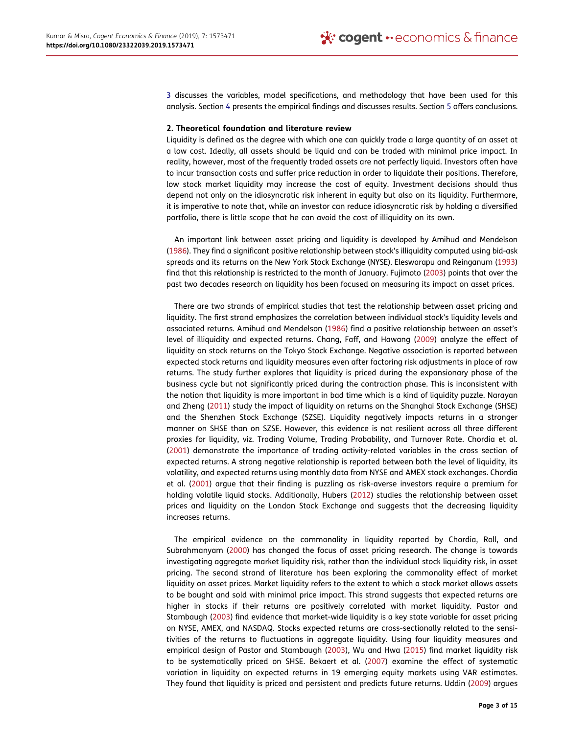3 discusses the variables, model specifications, and methodology that have been used for this analysis. Section 4 presents the empirical findings and discusses results. Section 5 offers conclusions.

## 2. Theoretical foundation and literature review

Liquidity is defined as the degree with which one can quickly trade a large quantity of an asset at a low cost. Ideally, all assets should be liquid and can be traded with minimal price impact. In reality, however, most of the frequently traded assets are not perfectly liquid. Investors often have to incur transaction costs and suffer price reduction in order to liquidate their positions. Therefore, low stock market liquidity may increase the cost of equity. Investment decisions should thus depend not only on the idiosyncratic risk inherent in equity but also on its liquidity. Furthermore, it is imperative to note that, while an investor can reduce idiosyncratic risk by holding a diversified portfolio, there is little scope that he can avoid the cost of illiquidity on its own.

An important link between asset pricing and liquidity is developed by Amihud and Mendelson (1986). They find a significant positive relationship between stock's illiquidity computed using bid-ask spreads and its returns on the New York Stock Exchange (NYSE). Eleswarapu and Reinganum (1993) find that this relationship is restricted to the month of January. Fujimoto (2003) points that over the past two decades research on liquidity has been focused on measuring its impact on asset prices.

There are two strands of empirical studies that test the relationship between asset pricing and liquidity. The first strand emphasizes the correlation between individual stock's liquidity levels and associated returns. Amihud and Mendelson (1986) find a positive relationship between an asset's level of illiquidity and expected returns. Chang, Faff, and Hawang (2009) analyze the effect of liquidity on stock returns on the Tokyo Stock Exchange. Negative association is reported between expected stock returns and liquidity measures even after factoring risk adjustments in place of raw returns. The study further explores that liquidity is priced during the expansionary phase of the business cycle but not significantly priced during the contraction phase. This is inconsistent with the notion that liquidity is more important in bad time which is a kind of liquidity puzzle. Narayan and Zheng (2011) study the impact of liquidity on returns on the Shanghai Stock Exchange (SHSE) and the Shenzhen Stock Exchange (SZSE). Liquidity negatively impacts returns in a stronger manner on SHSE than on SZSE. However, this evidence is not resilient across all three different proxies for liquidity, viz. Trading Volume, Trading Probability, and Turnover Rate. Chordia et al. (2001) demonstrate the importance of trading activity-related variables in the cross section of expected returns. A strong negative relationship is reported between both the level of liquidity, its volatility, and expected returns using monthly data from NYSE and AMEX stock exchanges. Chordia et al. (2001) argue that their finding is puzzling as risk-averse investors require a premium for holding volatile liquid stocks. Additionally, Hubers (2012) studies the relationship between asset prices and liquidity on the London Stock Exchange and suggests that the decreasing liquidity increases returns.

The empirical evidence on the commonality in liquidity reported by Chordia, Roll, and Subrahmanyam (2000) has changed the focus of asset pricing research. The change is towards investigating aggregate market liquidity risk, rather than the individual stock liquidity risk, in asset pricing. The second strand of literature has been exploring the commonality effect of market liquidity on asset prices. Market liquidity refers to the extent to which a stock market allows assets to be bought and sold with minimal price impact. This strand suggests that expected returns are higher in stocks if their returns are positively correlated with market liquidity. Pastor and Stambaugh (2003) find evidence that market-wide liquidity is a key state variable for asset pricing on NYSE, AMEX, and NASDAQ. Stocks expected returns are cross-sectionally related to the sensitivities of the returns to fluctuations in aggregate liquidity. Using four liquidity measures and empirical design of Pastor and Stambaugh (2003), Wu and Hwa (2015) find market liquidity risk to be systematically priced on SHSE. Bekaert et al. (2007) examine the effect of systematic variation in liquidity on expected returns in 19 emerging equity markets using VAR estimates. They found that liquidity is priced and persistent and predicts future returns. Uddin (2009) argues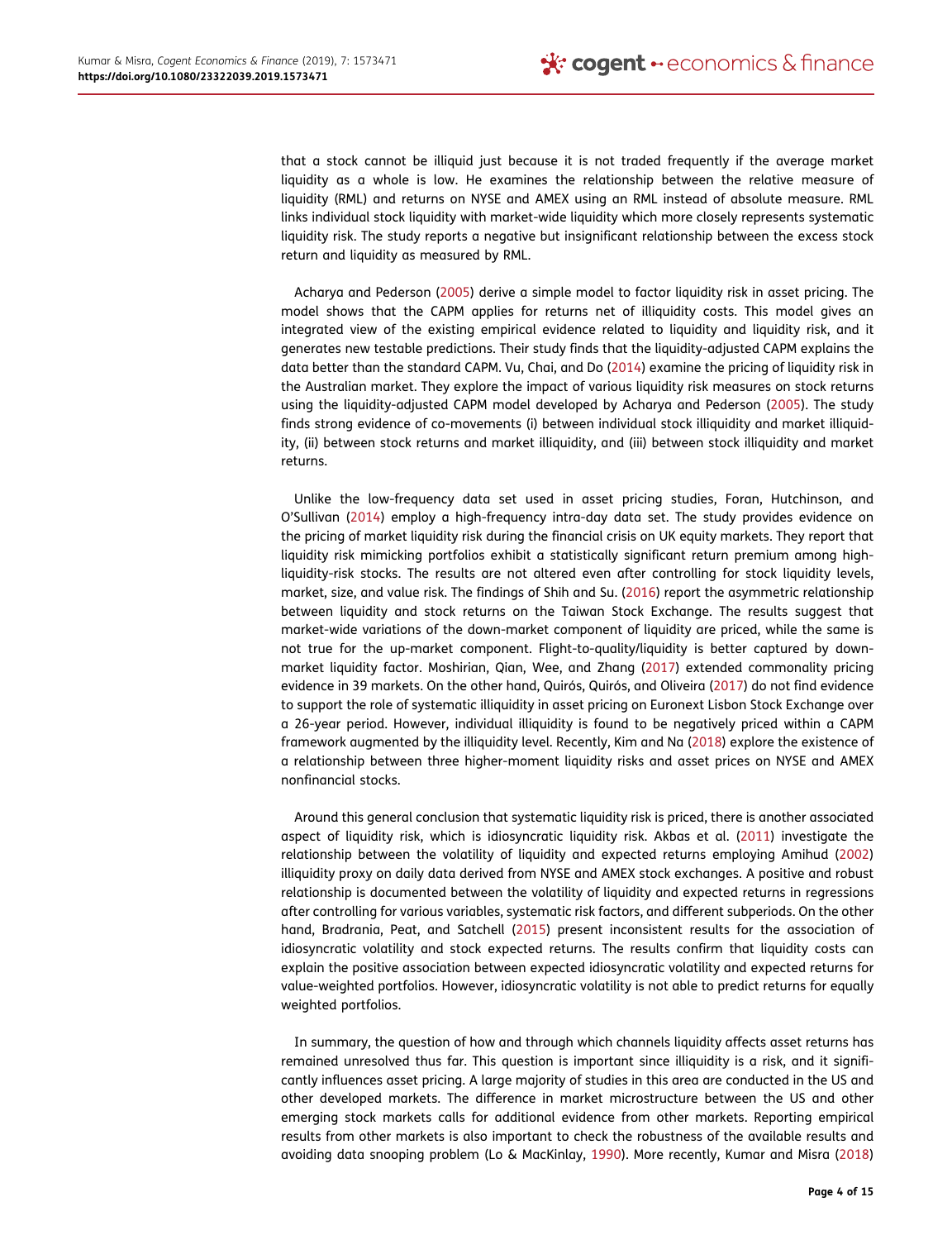that a stock cannot be illiquid just because it is not traded frequently if the average market liquidity as a whole is low. He examines the relationship between the relative measure of liquidity (RML) and returns on NYSE and AMEX using an RML instead of absolute measure. RML links individual stock liquidity with market-wide liquidity which more closely represents systematic liquidity risk. The study reports a negative but insignificant relationship between the excess stock return and liquidity as measured by RML.

Acharya and Pederson (2005) derive a simple model to factor liquidity risk in asset pricing. The model shows that the CAPM applies for returns net of illiquidity costs. This model gives an integrated view of the existing empirical evidence related to liquidity and liquidity risk, and it generates new testable predictions. Their study finds that the liquidity-adjusted CAPM explains the data better than the standard CAPM. Vu, Chai, and Do (2014) examine the pricing of liquidity risk in the Australian market. They explore the impact of various liquidity risk measures on stock returns using the liquidity-adjusted CAPM model developed by Acharya and Pederson (2005). The study finds strong evidence of co-movements (i) between individual stock illiquidity and market illiquidity, (ii) between stock returns and market illiquidity, and (iii) between stock illiquidity and market returns.

Unlike the low-frequency data set used in asset pricing studies, Foran, Hutchinson, and O'Sullivan (2014) employ a high-frequency intra-day data set. The study provides evidence on the pricing of market liquidity risk during the financial crisis on UK equity markets. They report that liquidity risk mimicking portfolios exhibit a statistically significant return premium among high-liquidity-risk stocks. The results are not altered even after controlling for stock liquidity levels, market, size, and value risk. The findings of Shih and Su. (2016) report the asymmetric relationship between liquidity and stock returns on the Taiwan Stock Exchange. The results suggest that market-wide variations of the down-market component of liquidity are priced, while the same is not true for the up-market component. Flight-to-quality/liquidity is better captured by down-market liquidity factor. Moshirian, Qian, Wee, and Zhang (2017) extended commonality pricing evidence in 39 markets. On the other hand, Quirós, Quirós, and Oliveira (2017) do not find evidence to support the role of systematic illiquidity in asset pricing on Euronext Lisbon Stock Exchange over a 26-year period. However, individual illiquidity is found to be negatively priced within a CAPM framework augmented by the illiquidity level. Recently, Kim and Na (2018) explore the existence of a relationship between three higher-moment liquidity risks and asset prices on NYSE and AMEX nonfinancial stocks.

Around this general conclusion that systematic liquidity risk is priced, there is another associated aspect of liquidity risk, which is idiosyncratic liquidity risk. Akbas et al. (2011) investigate the relationship between the volatility of liquidity and expected returns employing Amihud (2002) illiquidity proxy on daily data derived from NYSE and AMEX stock exchanges. A positive and robust relationship is documented between the volatility of liquidity and expected returns in regressions after controlling for various variables, systematic risk factors, and different subperiods. On the other hand, Bradrania, Peat, and Satchell (2015) present inconsistent results for the association of idiosyncratic volatility and stock expected returns. The results confirm that liquidity costs can explain the positive association between expected idiosyncratic volatility and expected returns for value-weighted portfolios. However, idiosyncratic volatility is not able to predict returns for equally weighted portfolios.

In summary, the question of how and through which channels liquidity affects asset returns has remained unresolved thus far. This question is important since illiquidity is a risk, and it significantly influences asset pricing. A large majority of studies in this area are conducted in the US and other developed markets. The difference in market microstructure between the US and other emerging stock markets calls for additional evidence from other markets. Reporting empirical results from other markets is also important to check the robustness of the available results and avoiding data snooping problem (Lo & MacKinlay, 1990). More recently, Kumar and Misra (2018)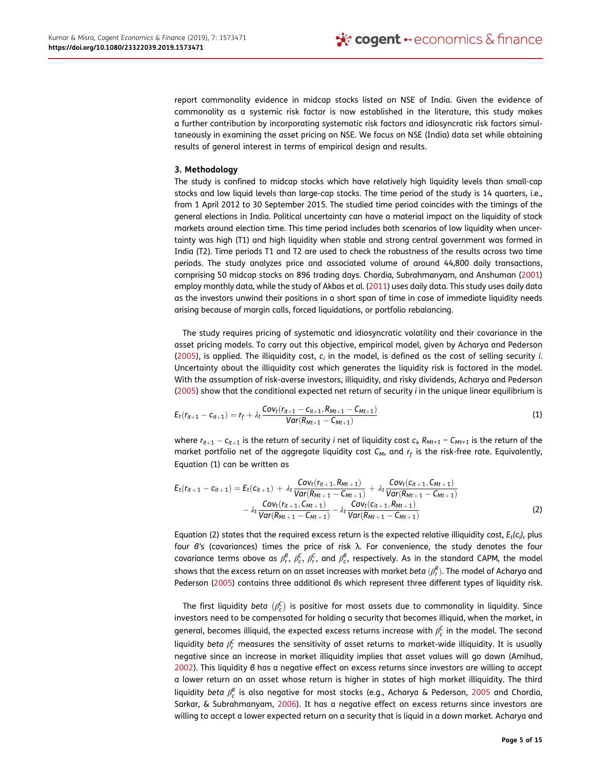report commonality evidence in midcap stocks listed on NSE of India. Given the evidence of commonality as a systemic risk factor is now established in the literature, this study makes a further contribution by incorporating systematic risk factors and idiosyncratic risk factors simultaneously in examining the asset pricing on NSE. We focus on NSE (India) data set while obtaining results of general interest in terms of empirical design and results.

## 3. Methodology

The study is confined to midcap stocks which have relatively high liquidity levels than small-cap stocks and low liquid levels than large-cap stocks. The time period of the study is 14 quarters, i.e., from 1 April 2012 to 30 September 2015. The studied time period coincides with the timings of the general elections in India. Political uncertainty can have a material impact on the liquidity of stock markets around election time. This time period includes both scenarios of low liquidity when uncertainty was high (T1) and high liquidity when stable and strong central government was formed in India (T2). Time periods T1 and T2 are used to check the robustness of the results across two time periods. The study analyzes price and associated volume of around 44,800 daily transactions, comprising 50 midcap stocks on 896 trading days. Chordia, Subrahmanyam, and Anshuman (2001) employ monthly data, while the study of Akbas et al. (2011) uses daily data. This study uses daily data as the investors unwind their positions in a short span of time in case of immediate liquidity needs arising because of margin calls, forced liquidations, or portfolio rebalancing.

The study requires pricing of systematic and idiosyncratic volatility and their covariance in the asset pricing models. To carry out this objective, empirical model, given by Acharya and Pederson (2005), is applied. The illiquidity cost, $c_i$ in the model, is defined as the cost of selling security *i*. Uncertainty about the illiquidity cost which generates the liquidity risk is factored in the model. With the assumption of risk-averse investors, illiquidity, and risky dividends, Acharya and Pederson (2005) show that the conditional expected net return of security *i* in the unique linear equilibrium is

$$E_t(r_{it+1} - c_{it+1}) = r_f + \lambda_t \frac{Cov_t(r_{it+1} - c_{it+1}, R_{Mt+1} - C_{Mt+1})}{Var(R_{Mt+1} - C_{Mt+1})} \tag{1}$$

where $r_{it+1} - c_{it+1}$ is the return of security *i* net of liquidity cost $c_i$, $R_{Mt+1} - C_{Mt+1}$ is the return of the market portfolio net of the aggregate liquidity cost $C_M$, and $r_f$ is the risk-free rate. Equivalently, Equation (1) can be written as

$$E_t(r_{it+1} - c_{it+1}) = E_t(c_{it+1}) + \lambda_t \frac{Cov_t(r_{it+1}, R_{Mt+1})}{Var(R_{Mt+1} - C_{Mt+1})} + \lambda_t \frac{Cov_t(c_{it+1}, C_{Mt+1})}{Var(R_{Mt+1} - C_{Mt+1})} - \lambda_t \frac{Cov_t(r_{it+1}, C_{Mt+1})}{Var(R_{Mt+1} - C_{Mt+1})} - \lambda_t \frac{Cov_t(c_{it+1}, R_{Mt+1})}{Var(R_{Mt+1} - C_{Mt+1})} \tag{2}$$

Equation (2) states that the required excess return is the expected relative illiquidity cost, $E_t(c_i)$, plus four *β*'s (covariances) times the price of risk λ. For convenience, the study denotes the four covariance terms above as $\beta_r^R$, $\beta_c^C$, $\beta_r^C$, and $\beta_c^R$, respectively. As in the standard CAPM, the model shows that the excess return on an asset increases with market *beta* ($\beta_r^R$). The model of Acharya and Pederson (2005) contains three additional *β*s which represent three different types of liquidity risk.

The first liquidity *beta* ($\beta_c^C$) is positive for most assets due to commonality in liquidity. Since investors need to be compensated for holding a security that becomes illiquid, when the market, in general, becomes illiquid, the expected excess returns increase with $\beta_c^C$ in the model. The second liquidity *beta* $\beta_r^C$ measures the sensitivity of asset returns to market-wide illiquidity. It is usually negative since an increase in market illiquidity implies that asset values will go down (Amihud, 2002). This liquidity *β* has a negative effect on excess returns since investors are willing to accept a lower return on an asset whose return is higher in states of high market illiquidity. The third liquidity *beta* $\beta_c^R$ is also negative for most stocks (e.g., Acharya & Pederson, 2005 and Chordia, Sarkar, & Subrahmanyam, 2006). It has a negative effect on excess returns since investors are willing to accept a lower expected return on a security that is liquid in a down market. Acharya and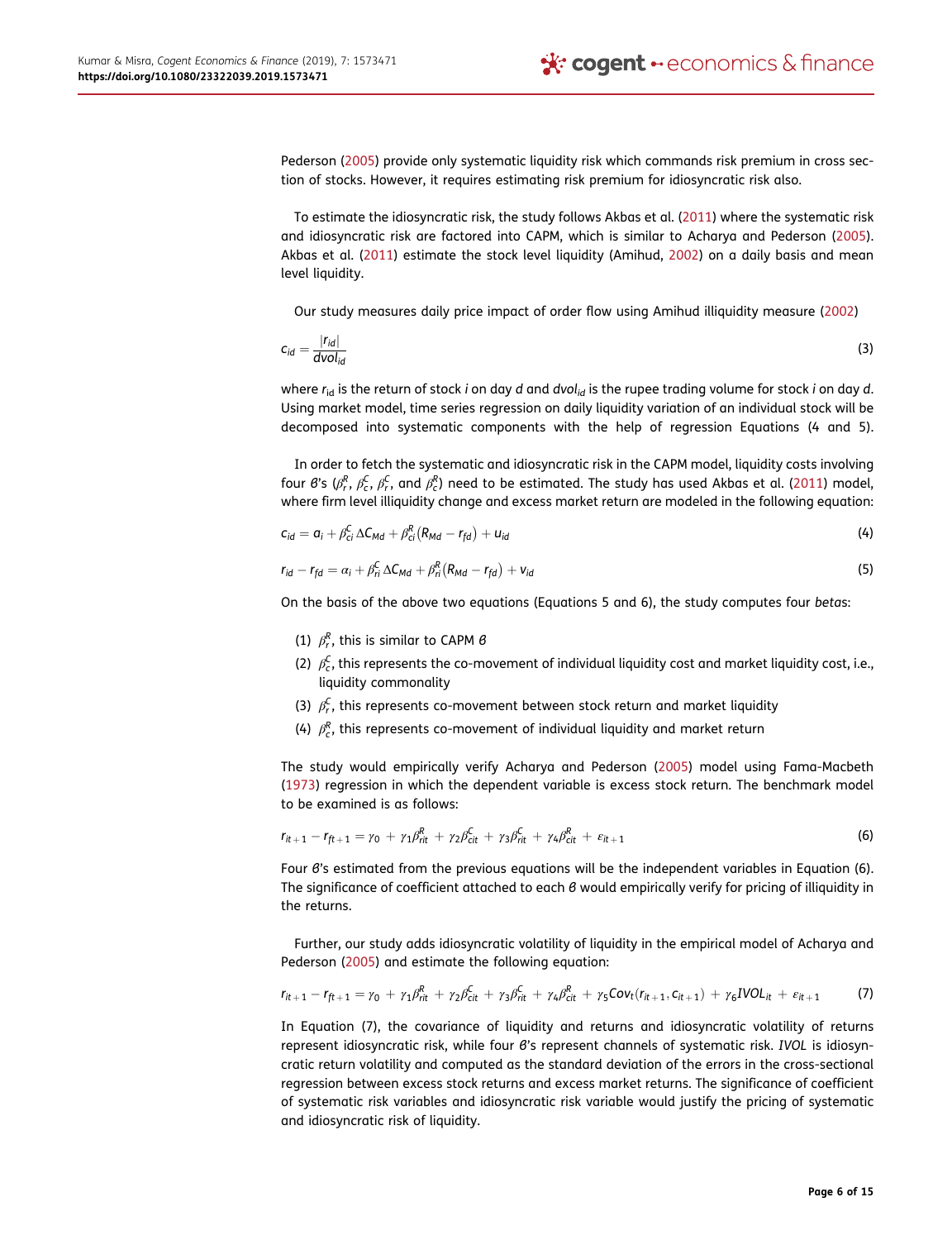Pederson (2005) provide only systematic liquidity risk which commands risk premium in cross section of stocks. However, it requires estimating risk premium for idiosyncratic risk also.

To estimate the idiosyncratic risk, the study follows Akbas et al. (2011) where the systematic risk and idiosyncratic risk are factored into CAPM, which is similar to Acharya and Pederson (2005). Akbas et al. (2011) estimate the stock level liquidity (Amihud, 2002) on a daily basis and mean level liquidity.

Our study measures daily price impact of order flow using Amihud illiquidity measure (2002)

$$c_{id} = \frac{|r_{id}|}{dvol_{id}} \tag{3}$$

where $r_{id}$ is the return of stock *i* on day *d* and $dvol_{id}$ is the rupee trading volume for stock *i* on day *d*. Using market model, time series regression on daily liquidity variation of an individual stock will be decomposed into systematic components with the help of regression Equations (4 and 5).

In order to fetch the systematic and idiosyncratic risk in the CAPM model, liquidity costs involving four β's ($\beta_r^R$, $\beta_c^C$, $\beta_r^C$, and $\beta_c^R$) need to be estimated. The study has used Akbas et al. (2011) model, where firm level illiquidity change and excess market return are modeled in the following equation:

$$c_{id} = a_i + \beta_{ci}^C \Delta C_{Md} + \beta_{ci}^R (R_{Md} - r_{fd}) + u_{id} \tag{4}$$

$$r_{id} - r_{fd} = \alpha_i + \beta_{ri}^C \Delta C_{Md} + \beta_{ri}^R (R_{Md} - r_{fd}) + v_{id} \tag{5}$$

On the basis of the above two equations (Equations 5 and 6), the study computes four *betas*:

(1) $\beta_r^R$, this is similar to CAPM β

(2) $\beta_c^C$, this represents the co-movement of individual liquidity cost and market liquidity cost, i.e., liquidity commonality

(3) $\beta_r^C$, this represents co-movement between stock return and market liquidity

(4) $\beta_c^R$, this represents co-movement of individual liquidity and market return

The study would empirically verify Acharya and Pederson (2005) model using Fama-Macbeth (1973) regression in which the dependent variable is excess stock return. The benchmark model to be examined is as follows:

$$r_{it+1} - r_{ft+1} = \gamma_0 + \gamma_1 \beta_{rit}^R + \gamma_2 \beta_{cit}^C + \gamma_3 \beta_{rit}^C + \gamma_4 \beta_{cit}^R + \varepsilon_{it+1} \tag{6}$$

Four β's estimated from the previous equations will be the independent variables in Equation (6). The significance of coefficient attached to each β would empirically verify for pricing of illiquidity in the returns.

Further, our study adds idiosyncratic volatility of liquidity in the empirical model of Acharya and Pederson (2005) and estimate the following equation:

$$r_{it+1} - r_{ft+1} = \gamma_0 + \gamma_1 \beta_{rit}^R + \gamma_2 \beta_{cit}^C + \gamma_3 \beta_{rit}^C + \gamma_4 \beta_{cit}^R + \gamma_5 Cov_t(r_{it+1}, c_{it+1}) + \gamma_6 IVOL_{it} + \varepsilon_{it+1} \tag{7}$$

In Equation (7), the covariance of liquidity and returns and idiosyncratic volatility of returns represent idiosyncratic risk, while four β's represent channels of systematic risk. *IVOL* is idiosyncratic return volatility and computed as the standard deviation of the errors in the cross-sectional regression between excess stock returns and excess market returns. The significance of coefficient of systematic risk variables and idiosyncratic risk variable would justify the pricing of systematic and idiosyncratic risk of liquidity.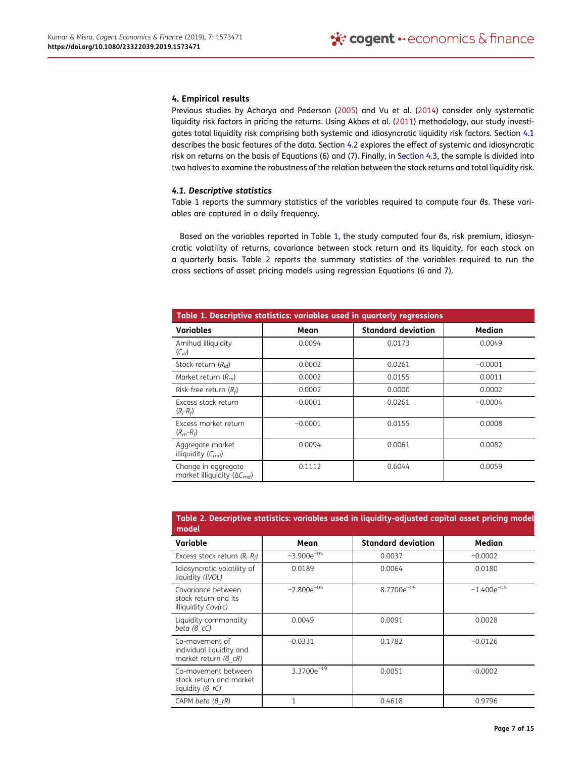## 4. Empirical results

Previous studies by Acharya and Pederson (2005) and Vu et al. (2014) consider only systematic liquidity risk factors in pricing the returns. Using Akbas et al. (2011) methodology, our study investigates total liquidity risk comprising both systemic and idiosyncratic liquidity risk factors. Section 4.1 describes the basic features of the data. Section 4.2 explores the effect of systemic and idiosyncratic risk on returns on the basis of Equations (6) and (7). Finally, in Section 4.3, the sample is divided into two halves to examine the robustness of the relation between the stock returns and total liquidity risk.

### 4.1. Descriptive statistics

Table 1 reports the summary statistics of the variables required to compute four $\beta$s. These variables are captured in a daily frequency.

Based on the variables reported in Table 1, the study computed four $\beta$s, risk premium, idiosyncratic volatility of returns, covariance between stock return and its liquidity, for each stock on a quarterly basis. Table 2 reports the summary statistics of the variables required to run the cross sections of asset pricing models using regression Equations (6 and 7).

**Table 1. Descriptive statistics: variables used in quarterly regressions**

| Variables | Mean | Standard deviation | Median |
|---|---|---|---|
| Amihud illiquidity ($C_{id}$) | 0.0094 | 0.0173 | 0.0049 |
| Stock return ($R_{id}$) | 0.0002 | 0.0261 | −0.0001 |
| Market return ($R_m$) | 0.0002 | 0.0155 | 0.0011 |
| Risk-free return ($R_f$) | 0.0002 | 0.0000 | 0.0002 |
| Excess stock return ($R_i$-$R_f$) | −0.0001 | 0.0261 | −0.0004 |
| Excess market return ($R_m$-$R_f$) | −0.0001 | 0.0155 | 0.0008 |
| Aggregate market illiquidity ($C_{md}$) | 0.0094 | 0.0061 | 0.0082 |
| Change in aggregate market illiquidity ($\Delta C_{md}$) | 0.1112 | 0.6044 | 0.0059 |

**Table 2. Descriptive statistics: variables used in liquidity-adjusted capital asset pricing model model**

| Variable | Mean | Standard deviation | Median |
|---|---|---|---|
| Excess stock return *($R_i$-$R_f$)* | $-3.900e^{-05}$ | 0.0037 | −0.0002 |
| Idiosyncratic volatility of liquidity *(IVOL)* | 0.0189 | 0.0064 | 0.0180 |
| Covariance between stock return and its illiquidity *Cov(rc)* | $-2.800e^{-05}$ | $8.7700e^{-05}$ | $-1.400e^{-05}$ |
| Liquidity commonality *beta ($\beta$_cC)* | 0.0049 | 0.0091 | 0.0028 |
| Co-movement of individual liquidity and market return *($\beta$_cR)* | −0.0331 | 0.1782 | −0.0126 |
| Co-movement between stock return and market liquidity *($\beta$_rC)* | $3.3700e^{-19}$ | 0.0051 | −0.0002 |
| CAPM *beta ($\beta$_rR)* | 1 | 0.4618 | 0.9796 |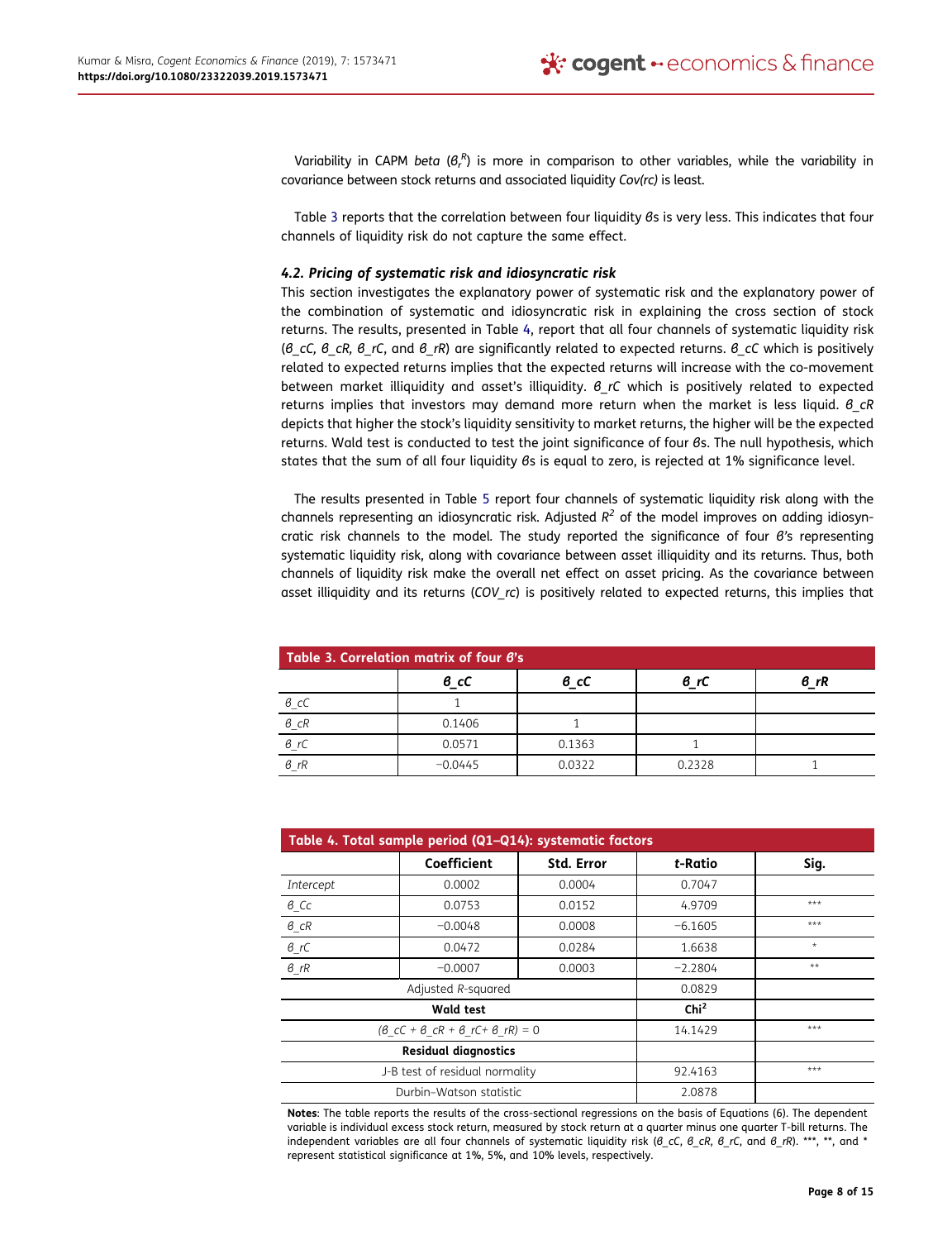Variability in CAPM *beta* ($\beta_r^R$) is more in comparison to other variables, while the variability in covariance between stock returns and associated liquidity *Cov(rc)* is least.

Table 3 reports that the correlation between four liquidity $\beta$s is very less. This indicates that four channels of liquidity risk do not capture the same effect.

### 4.2. Pricing of systematic risk and idiosyncratic risk

This section investigates the explanatory power of systematic risk and the explanatory power of the combination of systematic and idiosyncratic risk in explaining the cross section of stock returns. The results, presented in Table 4, report that all four channels of systematic liquidity risk ($\beta\_cC$, $\beta\_cR$, $\beta\_rC$, and $\beta\_rR$) are significantly related to expected returns. $\beta\_cC$ which is positively related to expected returns implies that the expected returns will increase with the co-movement between market illiquidity and asset's illiquidity. $\beta\_rC$ which is positively related to expected returns implies that investors may demand more return when the market is less liquid. $\beta\_cR$ depicts that higher the stock's liquidity sensitivity to market returns, the higher will be the expected returns. Wald test is conducted to test the joint significance of four $\beta$s. The null hypothesis, which states that the sum of all four liquidity $\beta$s is equal to zero, is rejected at 1% significance level.

The results presented in Table 5 report four channels of systematic liquidity risk along with the channels representing an idiosyncratic risk. Adjusted $R^2$ of the model improves on adding idiosyncratic risk channels to the model. The study reported the significance of four $\beta$'s representing systematic liquidity risk, along with covariance between asset illiquidity and its returns. Thus, both channels of liquidity risk make the overall net effect on asset pricing. As the covariance between asset illiquidity and its returns (*COV_rc*) is positively related to expected returns, this implies that

**Table 3. Correlation matrix of four $\beta$'s**

| | $\beta\_cC$ | $\beta\_cC$ | $\beta\_rC$ | $\beta\_rR$ |
|---|---|---|---|---|
| $\beta\_cC$ | 1 | | | |
| $\beta\_cR$ | 0.1406 | 1 | | |
| $\beta\_rC$ | 0.0571 | 0.1363 | 1 | |
| $\beta\_rR$ | −0.0445 | 0.0322 | 0.2328 | 1 |

**Table 4. Total sample period (Q1–Q14): systematic factors**

| | Coefficient | Std. Error | *t*-Ratio | Sig. |
|---|---|---|---|---|
| *Intercept* | 0.0002 | 0.0004 | 0.7047 | |
| $\beta\_Cc$ | 0.0753 | 0.0152 | 4.9709 | *** |
| $\beta\_cR$ | −0.0048 | 0.0008 | −6.1605 | *** |
| $\beta\_rC$ | 0.0472 | 0.0284 | 1.6638 | * |
| $\beta\_rR$ | −0.0007 | 0.0003 | −2.2804 | ** |
| Adjusted *R*-squared | | | 0.0829 | |
| **Wald test** | | | **Chi²** | |
| $(\beta\_cC + \beta\_cR + \beta\_rC + \beta\_rR) = 0$ | | | 14.1429 | *** |
| **Residual diagnostics** | | | | |
| J-B test of residual normality | | | 92.4163 | *** |
| Durbin–Watson statistic | | | 2.0878 | |

**Notes**: The table reports the results of the cross-sectional regressions on the basis of Equations (6). The dependent variable is individual excess stock return, measured by stock return at a quarter minus one quarter T-bill returns. The independent variables are all four channels of systematic liquidity risk ($\beta\_cC$, $\beta\_cR$, $\beta\_rC$, and $\beta\_rR$). ***, **, and * represent statistical significance at 1%, 5%, and 10% levels, respectively.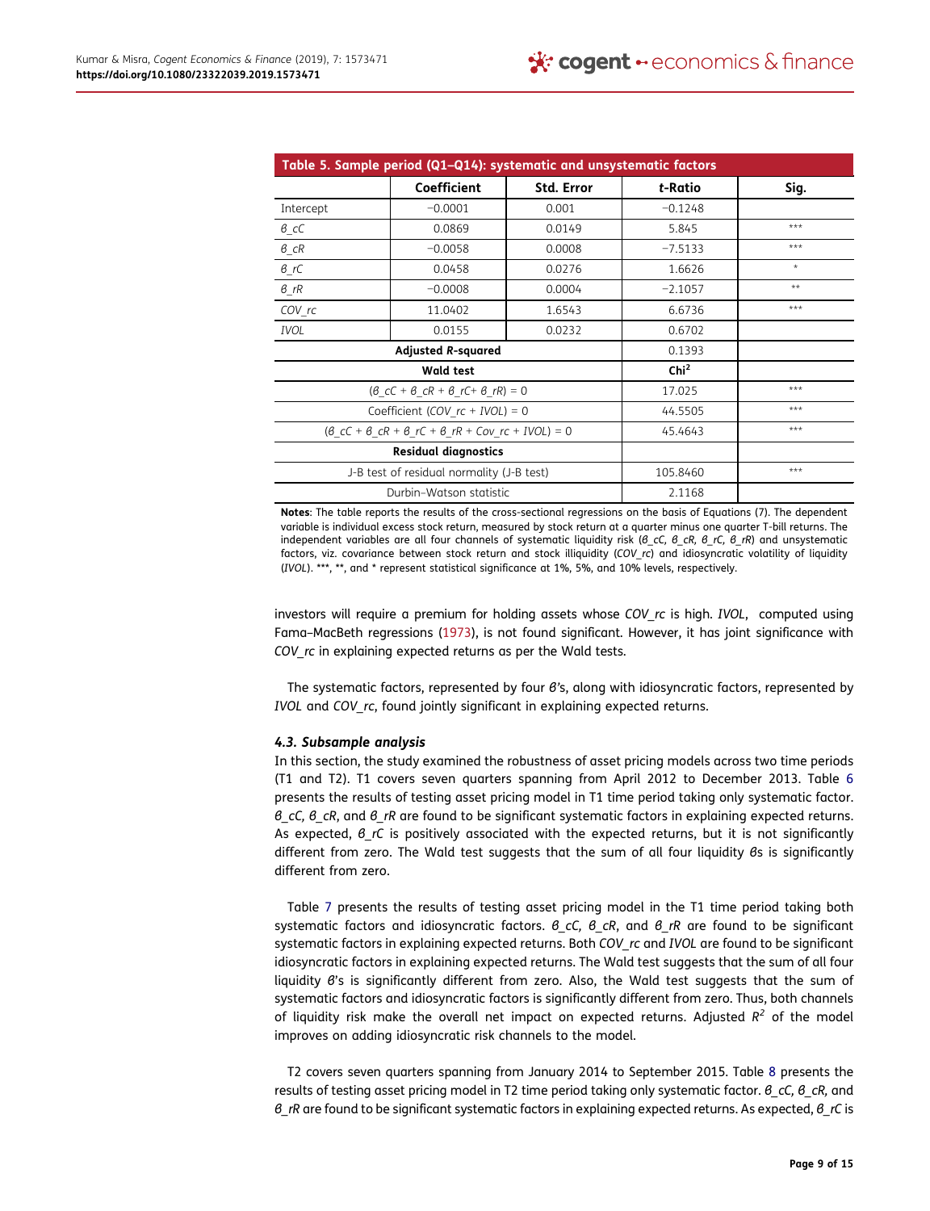**Table 5. Sample period (Q1–Q14): systematic and unsystematic factors**

| | Coefficient | Std. Error | *t*-Ratio | Sig. |
|---|---|---|---|---|
| Intercept | −0.0001 | 0.001 | −0.1248 | |
| $\beta\_cC$ | 0.0869 | 0.0149 | 5.845 | *** |
| $\beta\_cR$ | −0.0058 | 0.0008 | −7.5133 | *** |
| $\beta\_rC$ | 0.0458 | 0.0276 | 1.6626 | * |
| $\beta\_rR$ | −0.0008 | 0.0004 | −2.1057 | ** |
| *COV_rc* | 11.0402 | 1.6543 | 6.6736 | *** |
| *IVOL* | 0.0155 | 0.0232 | 0.6702 | |
| **Adjusted *R*-squared** | | | 0.1393 | |
| **Wald test** | | | **Chi²** | |
| ($\beta\_cC + \beta\_cR + \beta\_rC + \beta\_rR$) = 0 | | | 17.025 | *** |
| Coefficient (*COV_rc* + *IVOL*) = 0 | | | 44.5505 | *** |
| ($\beta\_cC + \beta\_cR + \beta\_rC + \beta\_rR$ + *Cov_rc* + *IVOL*) = 0 | | | 45.4643 | *** |
| **Residual diagnostics** | | | | |
| J-B test of residual normality (J-B test) | | | 105.8460 | *** |
| Durbin–Watson statistic | | | 2.1168 | |

**Notes**: The table reports the results of the cross-sectional regressions on the basis of Equations (7). The dependent variable is individual excess stock return, measured by stock return at a quarter minus one quarter T-bill returns. The independent variables are all four channels of systematic liquidity risk ($\beta\_cC$, $\beta\_cR$, $\beta\_rC$, $\beta\_rR$) and unsystematic factors, viz. covariance between stock return and stock illiquidity (*COV_rc*) and idiosyncratic volatility of liquidity (*IVOL*). ***, **, and * represent statistical significance at 1%, 5%, and 10% levels, respectively.

investors will require a premium for holding assets whose *COV_rc* is high. *IVOL*, computed using Fama–MacBeth regressions (1973), is not found significant. However, it has joint significance with *COV_rc* in explaining expected returns as per the Wald tests.

The systematic factors, represented by four β's, along with idiosyncratic factors, represented by *IVOL* and *COV_rc*, found jointly significant in explaining expected returns.

### *4.3. Subsample analysis*

In this section, the study examined the robustness of asset pricing models across two time periods (T1 and T2). T1 covers seven quarters spanning from April 2012 to December 2013. Table 6 presents the results of testing asset pricing model in T1 time period taking only systematic factor. $\beta\_cC$, $\beta\_cR$, and $\beta\_rR$ are found to be significant systematic factors in explaining expected returns. As expected, $\beta\_rC$ is positively associated with the expected returns, but it is not significantly different from zero. The Wald test suggests that the sum of all four liquidity βs is significantly different from zero.

Table 7 presents the results of testing asset pricing model in the T1 time period taking both systematic factors and idiosyncratic factors. $\beta\_cC$, $\beta\_cR$, and $\beta\_rR$ are found to be significant systematic factors in explaining expected returns. Both *COV_rc* and *IVOL* are found to be significant idiosyncratic factors in explaining expected returns. The Wald test suggests that the sum of all four liquidity β's is significantly different from zero. Also, the Wald test suggests that the sum of systematic factors and idiosyncratic factors is significantly different from zero. Thus, both channels of liquidity risk make the overall net impact on expected returns. Adjusted $R^2$ of the model improves on adding idiosyncratic risk channels to the model.

T2 covers seven quarters spanning from January 2014 to September 2015. Table 8 presents the results of testing asset pricing model in T2 time period taking only systematic factor. $\beta\_cC$, $\beta\_cR$, and $\beta\_rR$ are found to be significant systematic factors in explaining expected returns. As expected, $\beta\_rC$ is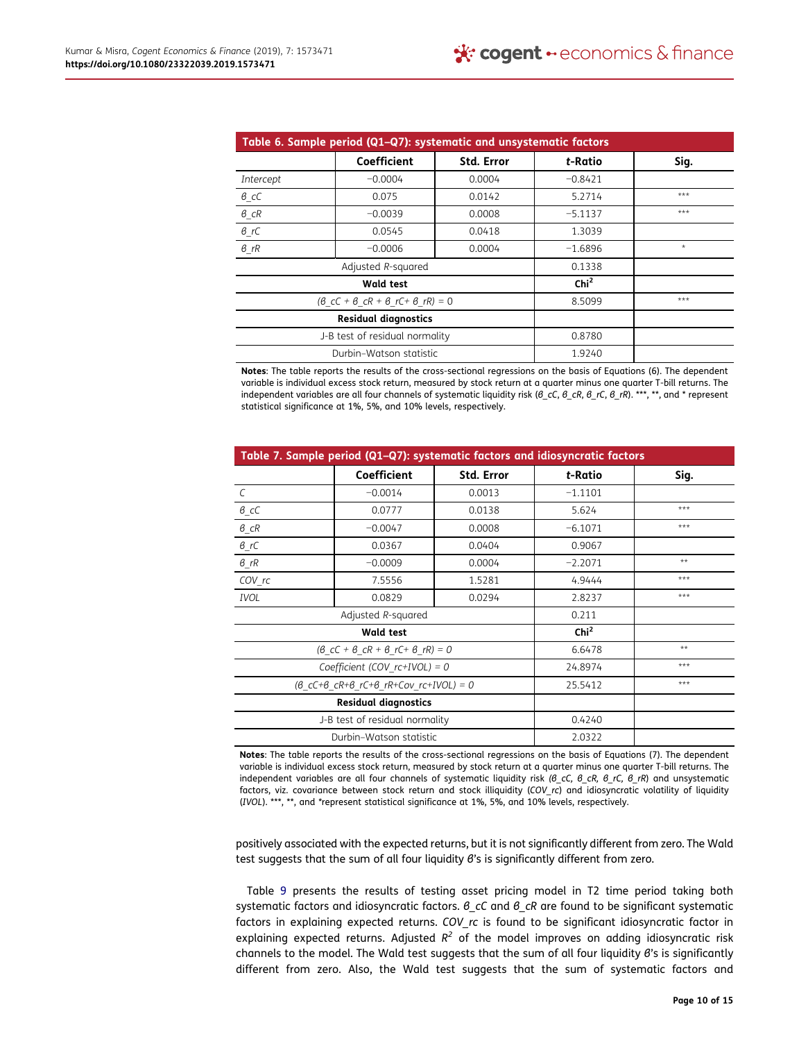**Table 6. Sample period (Q1–Q7): systematic and unsystematic factors**

| | Coefficient | Std. Error | *t*-Ratio | Sig. |
|---|---|---|---|---|
| *Intercept* | −0.0004 | 0.0004 | −0.8421 | |
| *β_cC* | 0.075 | 0.0142 | 5.2714 | *** |
| *β_cR* | −0.0039 | 0.0008 | −5.1137 | *** |
| *β_rC* | 0.0545 | 0.0418 | 1.3039 | |
| *β_rR* | −0.0006 | 0.0004 | −1.6896 | * |
| Adjusted *R*-squared | | | 0.1338 | |
| **Wald test** | | | **Chi$^2$** | |
| *(β_cC + β_cR + β_rC+ β_rR) = 0* | | | 8.5099 | *** |
| **Residual diagnostics** | | | | |
| J-B test of residual normality | | | 0.8780 | |
| Durbin–Watson statistic | | | 1.9240 | |

**Notes**: The table reports the results of the cross-sectional regressions on the basis of Equations (6). The dependent variable is individual excess stock return, measured by stock return at a quarter minus one quarter T-bill returns. The independent variables are all four channels of systematic liquidity risk (*β_cC*, *β_cR*, *β_rC*, *β_rR*). ***, **, and * represent statistical significance at 1%, 5%, and 10% levels, respectively.

**Table 7. Sample period (Q1–Q7): systematic factors and idiosyncratic factors**

| | Coefficient | Std. Error | *t*-Ratio | Sig. |
|---|---|---|---|---|
| *C* | −0.0014 | 0.0013 | −1.1101 | |
| *β_cC* | 0.0777 | 0.0138 | 5.624 | *** |
| *β_cR* | −0.0047 | 0.0008 | −6.1071 | *** |
| *β_rC* | 0.0367 | 0.0404 | 0.9067 | |
| *β_rR* | −0.0009 | 0.0004 | −2.2071 | ** |
| *COV_rc* | 7.5556 | 1.5281 | 4.9444 | *** |
| *IVOL* | 0.0829 | 0.0294 | 2.8237 | *** |
| Adjusted *R*-squared | | | 0.211 | |
| **Wald test** | | | **Chi$^2$** | |
| *(β_cC + β_cR + β_rC+ β_rR) = 0* | | | 6.6478 | ** |
| *Coefficient (COV_rc+IVOL) = 0* | | | 24.8974 | *** |
| *(β_cC+β_cR+β_rC+β_rR+Cov_rc+IVOL) = 0* | | | 25.5412 | *** |
| **Residual diagnostics** | | | | |
| J-B test of residual normality | | | 0.4240 | |
| Durbin–Watson statistic | | | 2.0322 | |

**Notes**: The table reports the results of the cross-sectional regressions on the basis of Equations (7). The dependent variable is individual excess stock return, measured by stock return at a quarter minus one quarter T-bill returns. The independent variables are all four channels of systematic liquidity risk *(β_cC, β_cR, β_rC, β_rR)* and unsystematic factors, viz. covariance between stock return and stock illiquidity (*COV_rc*) and idiosyncratic volatility of liquidity (*IVOL*). ***, **, and *represent statistical significance at 1%, 5%, and 10% levels, respectively.

positively associated with the expected returns, but it is not significantly different from zero. The Wald test suggests that the sum of all four liquidity β's is significantly different from zero.

Table 9 presents the results of testing asset pricing model in T2 time period taking both systematic factors and idiosyncratic factors. *β_cC* and *β_cR* are found to be significant systematic factors in explaining expected returns. *COV_rc* is found to be significant idiosyncratic factor in explaining expected returns. Adjusted $R^2$ of the model improves on adding idiosyncratic risk channels to the model. The Wald test suggests that the sum of all four liquidity β's is significantly different from zero. Also, the Wald test suggests that the sum of systematic factors and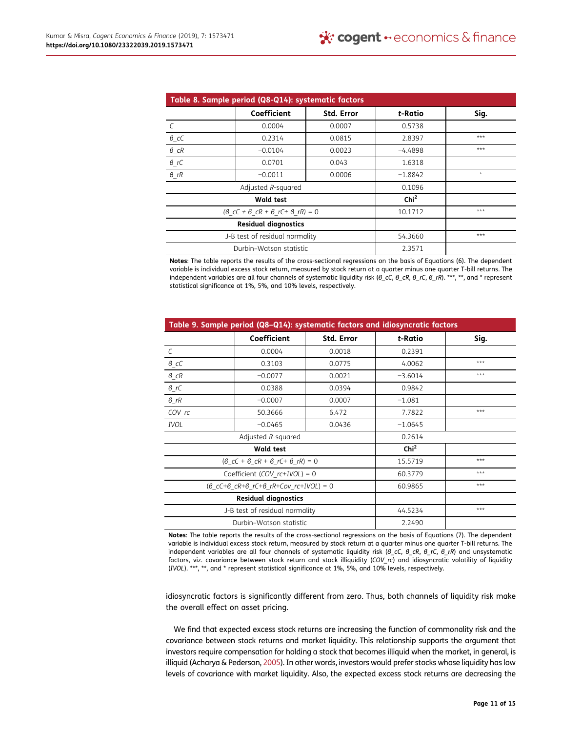**Table 8. Sample period (Q8-Q14): systematic factors**

| | Coefficient | Std. Error | *t*-Ratio | Sig. |
|---|---|---|---|---|
| *C* | 0.0004 | 0.0007 | 0.5738 | |
| *β_cC* | 0.2314 | 0.0815 | 2.8397 | *** |
| *β_cR* | −0.0104 | 0.0023 | −4.4898 | *** |
| *β_rC* | 0.0701 | 0.043 | 1.6318 | |
| *β_rR* | −0.0011 | 0.0006 | −1.8842 | * |
| Adjusted *R*-squared | | | 0.1096 | |
| **Wald test** | | | **Chi$^2$** | |
| (*β_cC* + *β_cR* + *β_rC*+ *β_rR*) = 0 | | | 10.1712 | *** |
| **Residual diagnostics** | | | | |
| J-B test of residual normality | | | 54.3660 | *** |
| Durbin–Watson statistic | | | 2.3571 | |

**Notes**: The table reports the results of the cross-sectional regressions on the basis of Equations (6). The dependent variable is individual excess stock return, measured by stock return at a quarter minus one quarter T-bill returns. The independent variables are all four channels of systematic liquidity risk (*β_cC*, *β_cR*, *β_rC*, *β_rR*). ***, **, and * represent statistical significance at 1%, 5%, and 10% levels, respectively.

**Table 9. Sample period (Q8–Q14): systematic factors and idiosyncratic factors**

| | Coefficient | Std. Error | *t*-Ratio | Sig. |
|---|---|---|---|---|
| *C* | 0.0004 | 0.0018 | 0.2391 | |
| *β_cC* | 0.3103 | 0.0775 | 4.0062 | *** |
| *β_cR* | −0.0077 | 0.0021 | −3.6014 | *** |
| *β_rC* | 0.0388 | 0.0394 | 0.9842 | |
| *β_rR* | −0.0007 | 0.0007 | −1.081 | |
| *COV_rc* | 50.3666 | 6.472 | 7.7822 | *** |
| *IVOL* | −0.0465 | 0.0436 | −1.0645 | |
| Adjusted *R*-squared | | | 0.2614 | |
| **Wald test** | | | **Chi$^2$** | |
| (*β_cC* + *β_cR* + *β_rC*+ *β_rR*) = 0 | | | 15.5719 | *** |
| Coefficient (*COV_rc*+*IVOL*) = 0 | | | 60.3779 | *** |
| (*β_cC*+*β_cR*+*β_rC*+*β_rR*+*Cov_rc*+*IVOL*) = 0 | | | 60.9865 | *** |
| **Residual diagnostics** | | | | |
| J-B test of residual normality | | | 44.5234 | *** |
| Durbin–Watson statistic | | | 2.2490 | |

**Notes**: The table reports the results of the cross-sectional regressions on the basis of Equations (7). The dependent variable is individual excess stock return, measured by stock return at a quarter minus one quarter T-bill returns. The independent variables are all four channels of systematic liquidity risk (*β_cC*, *β_cR*, *β_rC*, *β_rR*) and unsystematic factors, viz. covariance between stock return and stock illiquidity (*COV_rc*) and idiosyncratic volatility of liquidity (*IVOL*). ***, **, and * represent statistical significance at 1%, 5%, and 10% levels, respectively.

idiosyncratic factors is significantly different from zero. Thus, both channels of liquidity risk make the overall effect on asset pricing.

We find that expected excess stock returns are increasing the function of commonality risk and the covariance between stock returns and market liquidity. This relationship supports the argument that investors require compensation for holding a stock that becomes illiquid when the market, in general, is illiquid (Acharya & Pederson, 2005). In other words, investors would prefer stocks whose liquidity has low levels of covariance with market liquidity. Also, the expected excess stock returns are decreasing the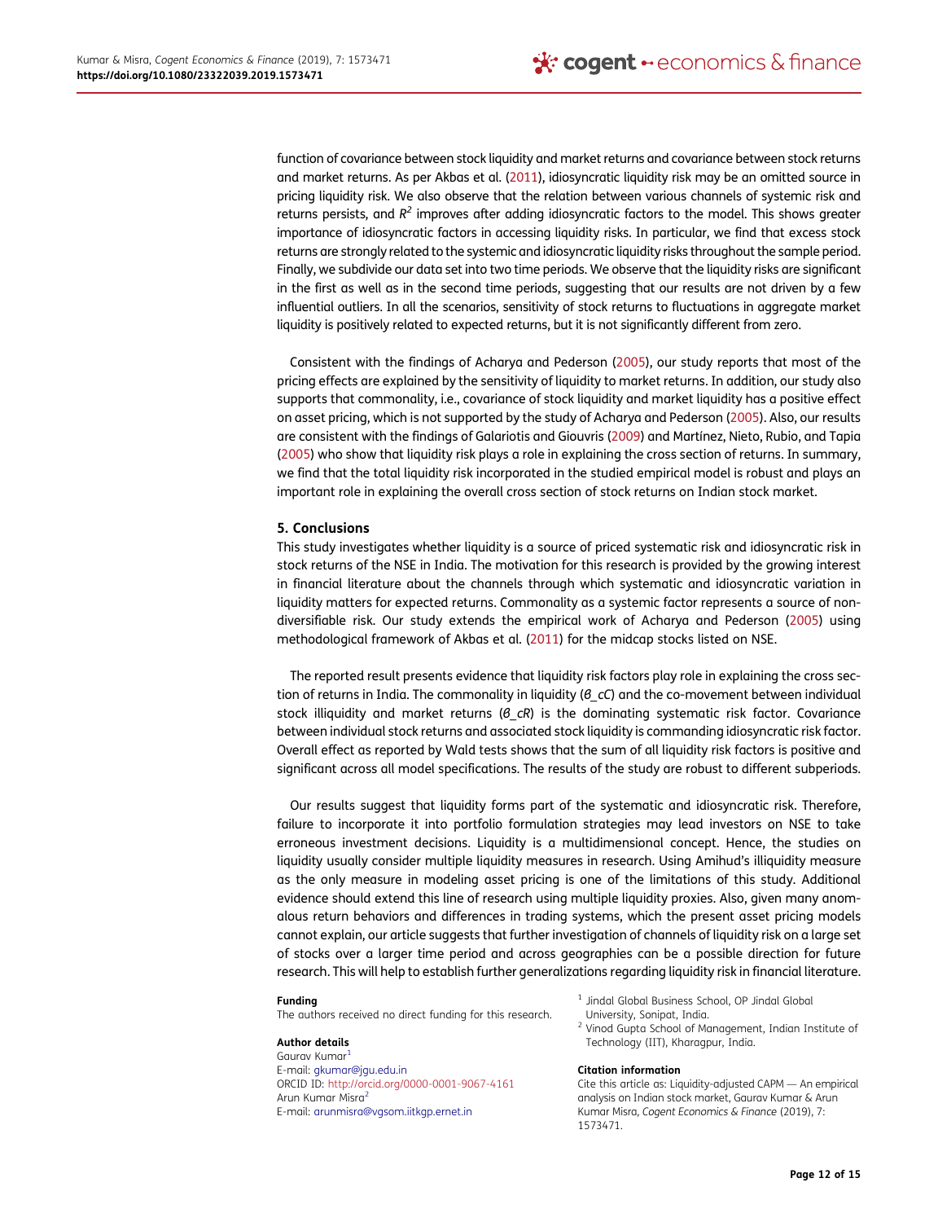function of covariance between stock liquidity and market returns and covariance between stock returns and market returns. As per Akbas et al. (2011), idiosyncratic liquidity risk may be an omitted source in pricing liquidity risk. We also observe that the relation between various channels of systemic risk and returns persists, and $R^2$ improves after adding idiosyncratic factors to the model. This shows greater importance of idiosyncratic factors in accessing liquidity risks. In particular, we find that excess stock returns are strongly related to the systemic and idiosyncratic liquidity risks throughout the sample period. Finally, we subdivide our data set into two time periods. We observe that the liquidity risks are significant in the first as well as in the second time periods, suggesting that our results are not driven by a few influential outliers. In all the scenarios, sensitivity of stock returns to fluctuations in aggregate market liquidity is positively related to expected returns, but it is not significantly different from zero.

Consistent with the findings of Acharya and Pederson (2005), our study reports that most of the pricing effects are explained by the sensitivity of liquidity to market returns. In addition, our study also supports that commonality, i.e., covariance of stock liquidity and market liquidity has a positive effect on asset pricing, which is not supported by the study of Acharya and Pederson (2005). Also, our results are consistent with the findings of Galariotis and Giouvris (2009) and Martínez, Nieto, Rubio, and Tapia (2005) who show that liquidity risk plays a role in explaining the cross section of returns. In summary, we find that the total liquidity risk incorporated in the studied empirical model is robust and plays an important role in explaining the overall cross section of stock returns on Indian stock market.

## 5. Conclusions

This study investigates whether liquidity is a source of priced systematic risk and idiosyncratic risk in stock returns of the NSE in India. The motivation for this research is provided by the growing interest in financial literature about the channels through which systematic and idiosyncratic variation in liquidity matters for expected returns. Commonality as a systemic factor represents a source of non-diversifiable risk. Our study extends the empirical work of Acharya and Pederson (2005) using methodological framework of Akbas et al. (2011) for the midcap stocks listed on NSE.

The reported result presents evidence that liquidity risk factors play role in explaining the cross section of returns in India. The commonality in liquidity ($\beta\_cC$) and the co-movement between individual stock illiquidity and market returns ($\beta\_cR$) is the dominating systematic risk factor. Covariance between individual stock returns and associated stock liquidity is commanding idiosyncratic risk factor. Overall effect as reported by Wald tests shows that the sum of all liquidity risk factors is positive and significant across all model specifications. The results of the study are robust to different subperiods.

Our results suggest that liquidity forms part of the systematic and idiosyncratic risk. Therefore, failure to incorporate it into portfolio formulation strategies may lead investors on NSE to take erroneous investment decisions. Liquidity is a multidimensional concept. Hence, the studies on liquidity usually consider multiple liquidity measures in research. Using Amihud's illiquidity measure as the only measure in modeling asset pricing is one of the limitations of this study. Additional evidence should extend this line of research using multiple liquidity proxies. Also, given many anomalous return behaviors and differences in trading systems, which the present asset pricing models cannot explain, our article suggests that further investigation of channels of liquidity risk on a large set of stocks over a larger time period and across geographies can be a possible direction for future research. This will help to establish further generalizations regarding liquidity risk in financial literature.

**Funding**

The authors received no direct funding for this research.

**Author details**

Gaurav Kumar[1]
E-mail: gkumar@jgu.edu.in
ORCID ID: http://orcid.org/0000-0001-9067-4161
Arun Kumar Misra[2]
E-mail: arunmisra@vgsom.iitkgp.ernet.in

[1] Jindal Global Business School, OP Jindal Global University, Sonipat, India.
[2] Vinod Gupta School of Management, Indian Institute of Technology (IIT), Kharagpur, India.

**Citation information**

Cite this article as: Liquidity-adjusted CAPM — An empirical analysis on Indian stock market, Gaurav Kumar & Arun Kumar Misra, *Cogent Economics & Finance* (2019), 7: 1573471.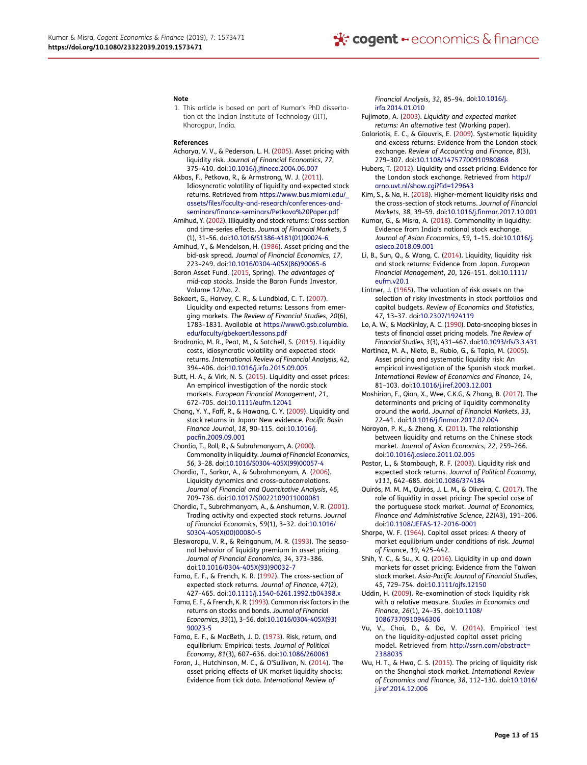## Note

1. This article is based on part of Kumar's PhD dissertation at the Indian Institute of Technology (IIT), Kharagpur, India.

## References

Acharya, V. V., & Pederson, L. H. (2005). Asset pricing with liquidity risk. *Journal of Financial Economics*, *77*, 375–410. doi:10.1016/j.jfineco.2004.06.007

Akbas, F., Petkova, R., & Armstrong, W. J. (2011). Idiosyncratic volatility of liquidity and expected stock returns. Retrieved from https://www.bus.miami.edu/_assets/files/faculty-and-research/conferences-and-seminars/finance-seminars/Petkova%20Paper.pdf

Amihud, Y. (2002). Illiquidity and stock returns: Cross section and time-series effects. *Journal of Financial Markets*, *5* (1), 31–56. doi:10.1016/S1386-4181(01)00024-6

Amihud, Y., & Mendelson, H. (1986). Asset pricing and the bid-ask spread. *Journal of Financial Economics*, *17*, 223–249. doi:10.1016/0304-405X(86)90065-6

Baron Asset Fund. (2015, Spring). *The advantages of mid-cap stocks*. Inside the Baron Funds Investor, Volume 12/No. 2.

Bekaert, G., Harvey, C. R., & Lundblad, C. T. (2007). Liquidity and expected returns: Lessons from emerging markets. *The Review of Financial Studies*, *20*(6), 1783–1831. Available at https://www0.gsb.columbia.edu/faculty/gbekaert/lessons.pdf

Bradrania, M. R., Peat, M., & Satchell, S. (2015). Liquidity costs, idiosyncratic volatility and expected stock returns. *International Review of Financial Analysis*, *42*, 394–406. doi:10.1016/j.irfa.2015.09.005

Butt, H. A., & Virk, N. S. (2015). Liquidity and asset prices: An empirical investigation of the nordic stock markets. *European Financial Management*, *21*, 672–705. doi:10.1111/eufm.12041

Chang, Y. Y., Faff, R., & Hawang, C. Y. (2009). Liquidity and stock returns in Japan: New evidence. *Pacific Basin Finance Journal*, *18*, 90–115. doi:10.1016/j.pacfin.2009.09.001

Chordia, T., Roll, R., & Subrahmanyam, A. (2000). Commonality in liquidity. *Journal of Financial Economics*, *56*, 3–28. doi:10.1016/S0304-405X(99)00057-4

Chordia, T., Sarkar, A., & Subrahmanyam, A. (2006). Liquidity dynamics and cross-autocorrelations. *Journal of Financial and Quantitative Analysis*, *46*, 709–736. doi:10.1017/S0022109011000081

Chordia, T., Subrahmanyam, A., & Anshuman, V. R. (2001). Trading activity and expected stock returns. *Journal of Financial Economics*, *59*(1), 3–32. doi:10.1016/S0304-405X(00)00080-5

Eleswarapu, V. R., & Reinganum, M. R. (1993). The seasonal behavior of liquidity premium in asset pricing. *Journal of Financial Economics*, *34*, 373–386. doi:10.1016/0304-405X(93)90032-7

Fama, E. F., & French, K. R. (1992). The cross-section of expected stock returns. *Journal of Finance*, *47*(2), 427–465. doi:10.1111/j.1540-6261.1992.tb04398.x

Fama, E. F., & French, K. R. (1993). Common risk factors in the returns on stocks and bonds. *Journal of Financial Economics*, *33*(1), 3–56. doi:10.1016/0304-405X(93)90023-5

Fama, E. F., & MacBeth, J. D. (1973). Risk, return, and equilibrium: Empirical tests. *Journal of Political Economy*, *81*(3), 607–636. doi:10.1086/260061

Foran, J., Hutchinson, M. C., & O'Sullivan, N. (2014). The asset pricing effects of UK market liquidity shocks: Evidence from tick data. *International Review of Financial Analysis*, *32*, 85–94. doi:10.1016/j.irfa.2014.01.010

Fujimoto, A. (2003). *Liquidity and expected market returns: An alternative test* (Working paper).

Galariotis, E. C., & Giouvris, E. (2009). Systematic liquidity and excess returns: Evidence from the London stock exchange. *Review of Accounting and Finance*, *8*(3), 279–307. doi:10.1108/14757700910980868

Hubers, T. (2012). Liquidity and asset pricing: Evidence for the London stock exchange. Retrieved from http://arno.uvt.nl/show.cgi?fid=129643

Kim, S., & Na, H. (2018). Higher-moment liquidity risks and the cross-section of stock returns. *Journal of Financial Markets*, *38*, 39–59. doi:10.1016/j.finmar.2017.10.001

Kumar, G., & Misra, A. (2018). Commonality in liquidity: Evidence from India's national stock exchange. *Journal of Asian Economics*, *59*, 1–15. doi:10.1016/j.asieco.2018.09.001

Li, B., Sun, Q., & Wang, C. (2014). Liquidity, liquidity risk and stock returns: Evidence from Japan. *European Financial Management*, *20*, 126–151. doi:10.1111/eufm.v20.1

Lintner, J. (1965). The valuation of risk assets on the selection of risky investments in stock portfolios and capital budgets. *Review of Economics and Statistics*, *47*, 13–37. doi:10.2307/1924119

Lo, A. W., & MacKinlay, A. C. (1990). Data-snooping biases in tests of financial asset pricing models. *The Review of Financial Studies*, *3*(3), 431–467. doi:10.1093/rfs/3.3.431

Martínez, M. A., Nieto, B., Rubio, G., & Tapia, M. (2005). Asset pricing and systematic liquidity risk: An empirical investigation of the Spanish stock market. *International Review of Economics and Finance*, *14*, 81–103. doi:10.1016/j.iref.2003.12.001

Moshirian, F., Qian, X., Wee, C.K.G, & Zhang, B. (2017). The determinants and pricing of liquidity commonality around the world. *Journal of Financial Markets*, *33*, 22–41. doi:10.1016/j.finmar.2017.02.004

Narayan, P. K., & Zheng, X. (2011). The relationship between liquidity and returns on the Chinese stock market. *Journal of Asian Economics*, *22*, 259–266. doi:10.1016/j.asieco.2011.02.005

Pastor, L., & Stambaugh, R. F. (2003). Liquidity risk and expected stock returns. *Journal of Political Economy*, *v111*, 642–685. doi:10.1086/374184

Quirós, M. M. M., Quirós, J. L. M., & Oliveira, C. (2017). The role of liquidity in asset pricing: The special case of the portuguese stock market. *Journal of Economics, Finance and Administrative Science*, *22*(43), 191–206. doi:10.1108/JEFAS-12-2016-0001

Sharpe, W. F. (1964). Capital asset prices: A theory of market equilibrium under conditions of risk. *Journal of Finance*, *19*, 425–442.

Shih, Y. C., & Su., X. Q. (2016). Liquidity in up and down markets for asset pricing: Evidence from the Taiwan stock market. *Asia-Pacific Journal of Financial Studies*, *45*, 729–754. doi:10.1111/ajfs.12150

Uddin, H. (2009). Re-examination of stock liquidity risk with a relative measure. *Studies in Economics and Finance*, *26*(1), 24–35. doi:10.1108/10867370910946306

Vu, V., Chai, D., & Do, V. (2014). Empirical test on the liquidity-adjusted capital asset pricing model. Retrieved from http://ssrn.com/abstract=2388035

Wu, H. T., & Hwa, C. S. (2015). The pricing of liquidity risk on the Shanghai stock market. *International Review of Economics and Finance*, *38*, 112–130. doi:10.1016/j.iref.2014.12.006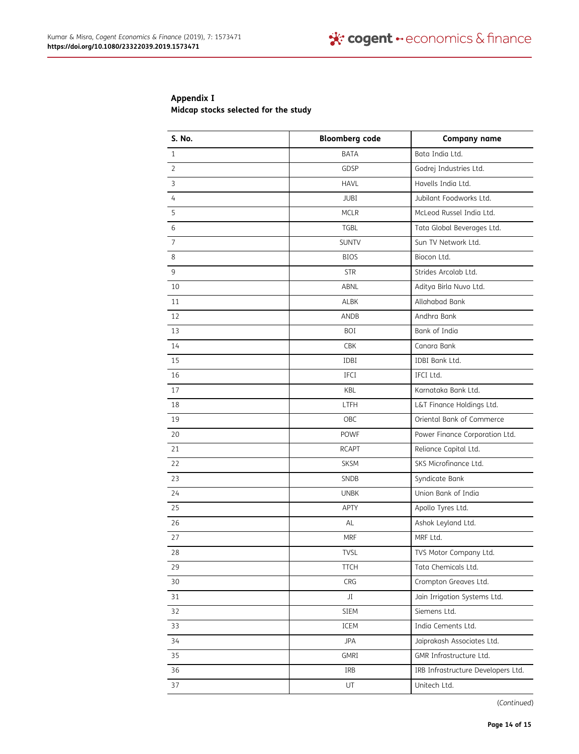## Appendix I
**Midcap stocks selected for the study**

| S. No. | Bloomberg code | Company name |
|---|---|---|
| 1 | BATA | Bata India Ltd. |
| 2 | GDSP | Godrej Industries Ltd. |
| 3 | HAVL | Havells India Ltd. |
| 4 | JUBI | Jubilant Foodworks Ltd. |
| 5 | MCLR | McLeod Russel India Ltd. |
| 6 | TGBL | Tata Global Beverages Ltd. |
| 7 | SUNTV | Sun TV Network Ltd. |
| 8 | BIOS | Biocon Ltd. |
| 9 | STR | Strides Arcolab Ltd. |
| 10 | ABNL | Aditya Birla Nuvo Ltd. |
| 11 | ALBK | Allahabad Bank |
| 12 | ANDB | Andhra Bank |
| 13 | BOI | Bank of India |
| 14 | CBK | Canara Bank |
| 15 | IDBI | IDBI Bank Ltd. |
| 16 | IFCI | IFCI Ltd. |
| 17 | KBL | Karnataka Bank Ltd. |
| 18 | LTFH | L&T Finance Holdings Ltd. |
| 19 | OBC | Oriental Bank of Commerce |
| 20 | POWF | Power Finance Corporation Ltd. |
| 21 | RCAPT | Reliance Capital Ltd. |
| 22 | SKSM | SKS Microfinance Ltd. |
| 23 | SNDB | Syndicate Bank |
| 24 | UNBK | Union Bank of India |
| 25 | APTY | Apollo Tyres Ltd. |
| 26 | AL | Ashok Leyland Ltd. |
| 27 | MRF | MRF Ltd. |
| 28 | TVSL | TVS Motor Company Ltd. |
| 29 | TTCH | Tata Chemicals Ltd. |
| 30 | CRG | Crompton Greaves Ltd. |
| 31 | JI | Jain Irrigation Systems Ltd. |
| 32 | SIEM | Siemens Ltd. |
| 33 | ICEM | India Cements Ltd. |
| 34 | JPA | Jaiprakash Associates Ltd. |
| 35 | GMRI | GMR Infrastructure Ltd. |
| 36 | IRB | IRB Infrastructure Developers Ltd. |
| 37 | UT | Unitech Ltd. |

(*Continued*)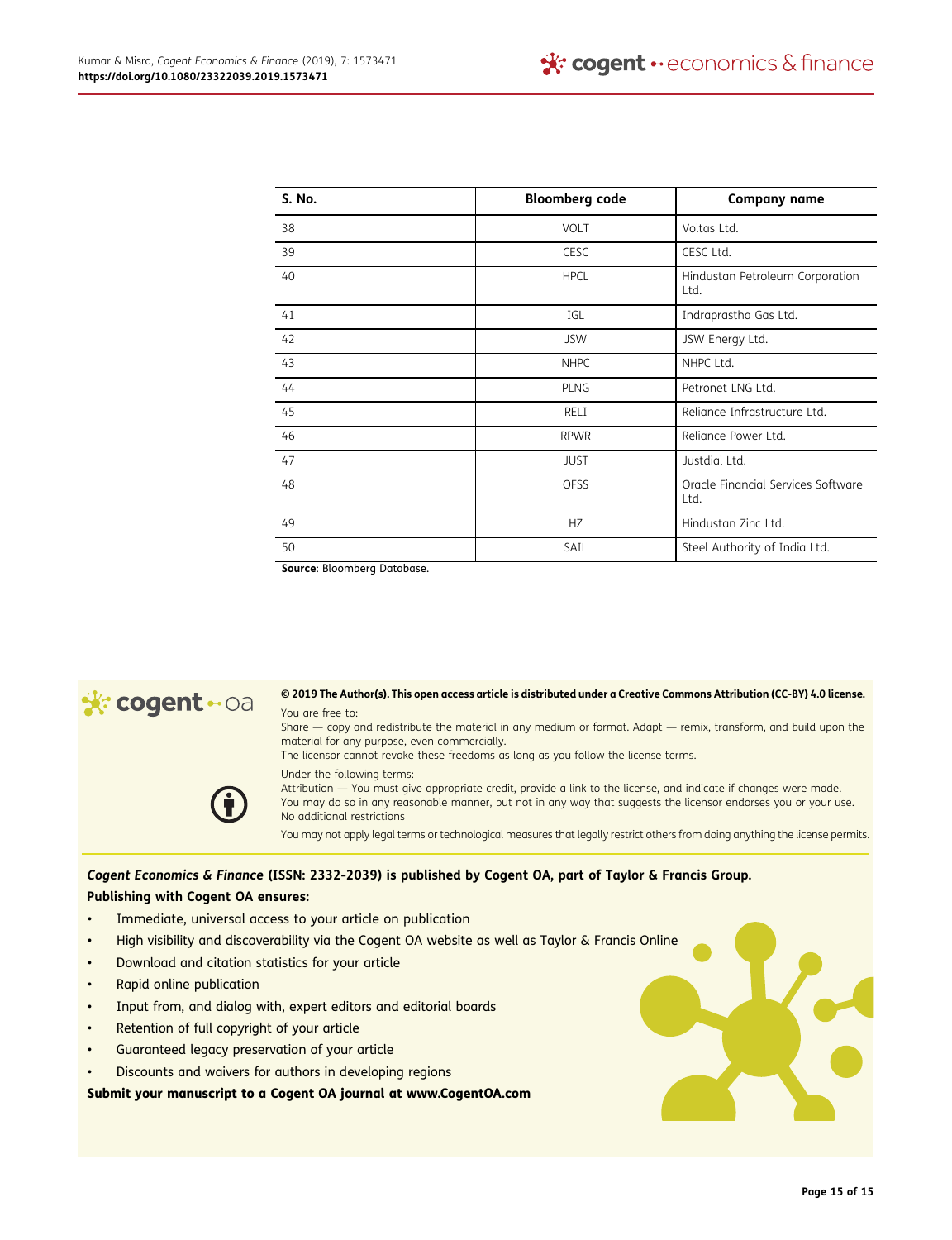| S. No. | Bloomberg code | Company name |
| --- | --- | --- |
| 38 | VOLT | Voltas Ltd. |
| 39 | CESC | CESC Ltd. |
| 40 | HPCL | Hindustan Petroleum Corporation Ltd. |
| 41 | IGL | Indraprastha Gas Ltd. |
| 42 | JSW | JSW Energy Ltd. |
| 43 | NHPC | NHPC Ltd. |
| 44 | PLNG | Petronet LNG Ltd. |
| 45 | RELI | Reliance Infrastructure Ltd. |
| 46 | RPWR | Reliance Power Ltd. |
| 47 | JUST | Justdial Ltd. |
| 48 | OFSS | Oracle Financial Services Software Ltd. |
| 49 | HZ | Hindustan Zinc Ltd. |
| 50 | SAIL | Steel Authority of India Ltd. |

**Source**: Bloomberg Database.

**© 2019 The Author(s). This open access article is distributed under a Creative Commons Attribution (CC-BY) 4.0 license.**

You are free to:

Share — copy and redistribute the material in any medium or format. Adapt — remix, transform, and build upon the material for any purpose, even commercially.

The licensor cannot revoke these freedoms as long as you follow the license terms.

Under the following terms:

Attribution — You must give appropriate credit, provide a link to the license, and indicate if changes were made. You may do so in any reasonable manner, but not in any way that suggests the licensor endorses you or your use.

No additional restrictions

You may not apply legal terms or technological measures that legally restrict others from doing anything the license permits.

***Cogent Economics & Finance*** **(ISSN: 2332-2039) is published by Cogent OA, part of Taylor & Francis Group.**

**Publishing with Cogent OA ensures:**

- Immediate, universal access to your article on publication
- High visibility and discoverability via the Cogent OA website as well as Taylor & Francis Online
- Download and citation statistics for your article
- Rapid online publication
- Input from, and dialog with, expert editors and editorial boards
- Retention of full copyright of your article
- Guaranteed legacy preservation of your article
- Discounts and waivers for authors in developing regions

**Submit your manuscript to a Cogent OA journal at www.CogentOA.com**